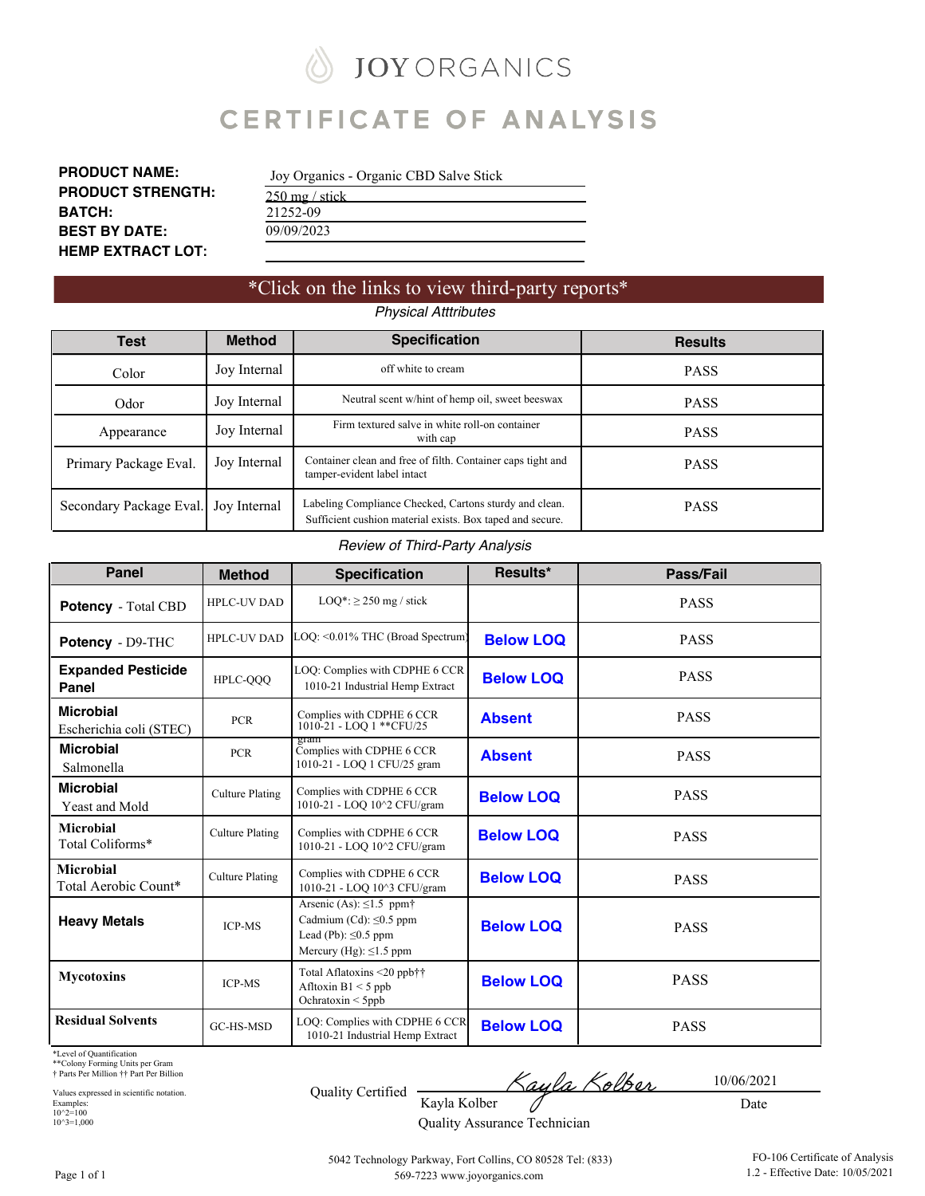# JOY ORGANICS

# CERTIFICATE OF ANALYSIS

**PRODUCT NAME:** Joy Organics - Organic CBD Salve Stick
**PRODUCT STRENGTH:** 250 mg / stick
**BATCH:** 21252-09
**BEST BY DATE:** 09/09/2023
**HEMP EXTRACT LOT:**

*Click on the links to view third-party reports*

*Physical Atttributes*

| Test | Method | Specification | Results |
|---|---|---|---|
| Color | Joy Internal | off white to cream | PASS |
| Odor | Joy Internal | Neutral scent w/hint of hemp oil, sweet beeswax | PASS |
| Appearance | Joy Internal | Firm textured salve in white roll-on container with cap | PASS |
| Primary Package Eval. | Joy Internal | Container clean and free of filth. Container caps tight and tamper-evident label intact | PASS |
| Secondary Package Eval. | Joy Internal | Labeling Compliance Checked, Cartons sturdy and clean. Sufficient cushion material exists. Box taped and secure. | PASS |

*Review of Third-Party Analysis*

| Panel | Method | Specification | Results* | Pass/Fail |
|---|---|---|---|---|
| **Potency** - Total CBD | HPLC-UV DAD | LOQ*: ≥ 250 mg / stick | | PASS |
| **Potency** - D9-THC | HPLC-UV DAD | LOQ: <0.01% THC (Broad Spectrum) | **Below LOQ** | PASS |
| **Expanded Pesticide Panel** | HPLC-QQQ | LOQ: Complies with CDPHE 6 CCR 1010-21 Industrial Hemp Extract | **Below LOQ** | PASS |
| **Microbial** Escherichia coli (STEC) | PCR | Complies with CDPHE 6 CCR 1010-21 - LOQ 1 **CFU/25 gram | **Absent** | PASS |
| **Microbial** Salmonella | PCR | Complies with CDPHE 6 CCR 1010-21 - LOQ 1 CFU/25 gram | **Absent** | PASS |
| **Microbial** Yeast and Mold | Culture Plating | Complies with CDPHE 6 CCR 1010-21 - LOQ 10^2 CFU/gram | **Below LOQ** | PASS |
| **Microbial** Total Coliforms* | Culture Plating | Complies with CDPHE 6 CCR 1010-21 - LOQ 10^2 CFU/gram | **Below LOQ** | PASS |
| **Microbial** Total Aerobic Count* | Culture Plating | Complies with CDPHE 6 CCR 1010-21 - LOQ 10^3 CFU/gram | **Below LOQ** | PASS |
| **Heavy Metals** | ICP-MS | Arsenic (As): ≤1.5 ppm† Cadmium (Cd): ≤0.5 ppm Lead (Pb): ≤0.5 ppm Mercury (Hg): ≤1.5 ppm | **Below LOQ** | PASS |
| **Mycotoxins** | ICP-MS | Total Aflatoxins <20 ppb†† Afltoxin B1 < 5 ppb Ochratoxin < 5ppb | **Below LOQ** | PASS |
| **Residual Solvents** | GC-HS-MSD | LOQ: Complies with CDPHE 6 CCR 1010-21 Industrial Hemp Extract | **Below LOQ** | PASS |

*Level of Quantification
**Colony Forming Units per Gram
† Parts Per Million †† Part Per Billion

Values expressed in scientific notation.
Examples:
10^2=100
10^3=1,000

Quality Certified: Kayla Kolber, Quality Assurance Technician

Date: 10/06/2021

5042 Technology Parkway, Fort Collins, CO 80528 Tel: (833) 569-7223 www.joyorganics.com

FO-106 Certificate of Analysis 1.2 - Effective Date: 10/05/2021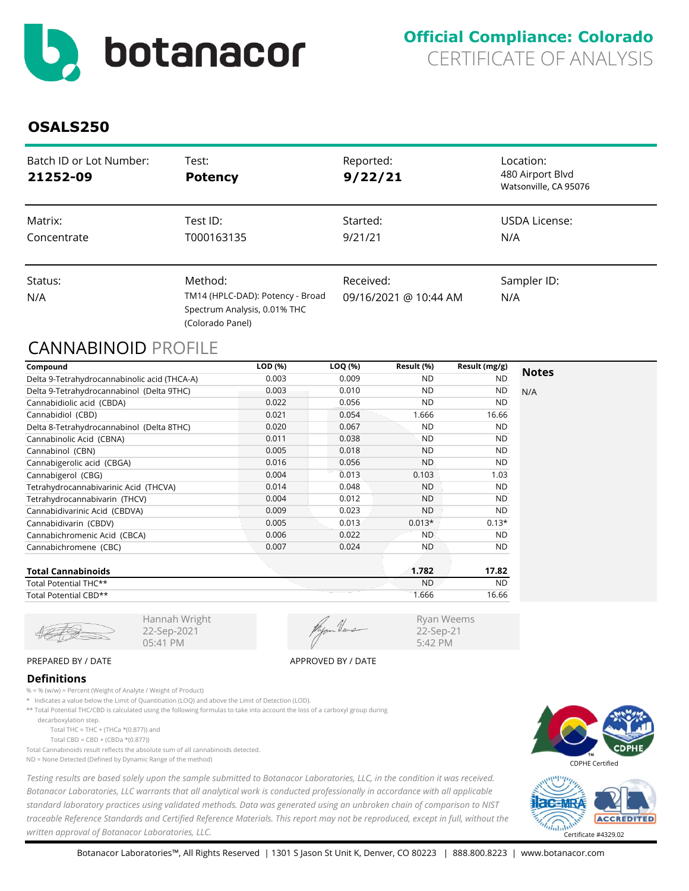# botanacor

**Official Compliance: Colorado**
CERTIFICATE OF ANALYSIS

## OSALS250

| Batch ID or Lot Number: | Test: | Reported: | Location: |
|---|---|---|---|
| **21252-09** | **Potency** | **9/22/21** | 480 Airport Blvd Watsonville, CA 95076 |
| Matrix: | Test ID: | Started: | USDA License: |
| Concentrate | T000163135 | 9/21/21 | N/A |
| Status: | Method: | Received: | Sampler ID: |
| N/A | TM14 (HPLC-DAD): Potency - Broad Spectrum Analysis, 0.01% THC (Colorado Panel) | 09/16/2021 @ 10:44 AM | N/A |

## CANNABINOID PROFILE

| Compound | LOD (%) | LOQ (%) | Result (%) | Result (mg/g) |
|---|---|---|---|---|
| Delta 9-Tetrahydrocannabinolic acid (THCA-A) | 0.003 | 0.009 | ND | ND |
| Delta 9-Tetrahydrocannabinol (Delta 9THC) | 0.003 | 0.010 | ND | ND |
| Cannabidiolic acid (CBDA) | 0.022 | 0.056 | ND | ND |
| Cannabidiol (CBD) | 0.021 | 0.054 | 1.666 | 16.66 |
| Delta 8-Tetrahydrocannabinol (Delta 8THC) | 0.020 | 0.067 | ND | ND |
| Cannabinolic Acid (CBNA) | 0.011 | 0.038 | ND | ND |
| Cannabinol (CBN) | 0.005 | 0.018 | ND | ND |
| Cannabigerolic acid (CBGA) | 0.016 | 0.056 | ND | ND |
| Cannabigerol (CBG) | 0.004 | 0.013 | 0.103 | 1.03 |
| Tetrahydrocannabivarinic Acid (THCVA) | 0.014 | 0.048 | ND | ND |
| Tetrahydrocannabivarin (THCV) | 0.004 | 0.012 | ND | ND |
| Cannabidivarinic Acid (CBDVA) | 0.009 | 0.023 | ND | ND |
| Cannabidivarin (CBDV) | 0.005 | 0.013 | 0.013* | 0.13* |
| Cannabichromenic Acid (CBCA) | 0.006 | 0.022 | ND | ND |
| Cannabichromene (CBC) | 0.007 | 0.024 | ND | ND |
| **Total Cannabinoids** | | | **1.782** | **17.82** |
| Total Potential THC** | | | ND | ND |
| Total Potential CBD** | | | 1.666 | 16.66 |

**Notes**

N/A

Hannah Wright
22-Sep-2021
05:41 PM

PREPARED BY / DATE

Ryan Weems
22-Sep-21
5:42 PM

APPROVED BY / DATE

### Definitions

% = % (w/w) = Percent (Weight of Analyte / Weight of Product)

\* Indicates a value below the Limit of Quantitiation (LOQ) and above the Limit of Detection (LOD).

** Total Potential THC/CBD is calculated using the following formulas to take into account the loss of a carboxyl group during decarboxylation step.

Total THC = THC + (THCa *(0.877)) and

Total CBD = CBD + (CBDa *(0.877))

Total Cannabinoids result reflects the absolute sum of all cannabinoids detected.

ND = None Detected (Defined by Dynamic Range of the method)

*Testing results are based solely upon the sample submitted to Botanacor Laboratories, LLC, in the condition it was received. Botanacor Laboratories, LLC warrants that all analytical work is conducted professionally in accordance with all applicable standard laboratory practices using validated methods. Data was generated using an unbroken chain of comparison to NIST traceable Reference Standards and Certified Reference Materials. This report may not be reproduced, except in full, without the written approval of Botanacor Laboratories, LLC.*

CDPHE Certified

Certificate #4329.02

Botanacor Laboratories™, All Rights Reserved | 1301 S Jason St Unit K, Denver, CO 80223 | 888.800.8223 | www.botanacor.com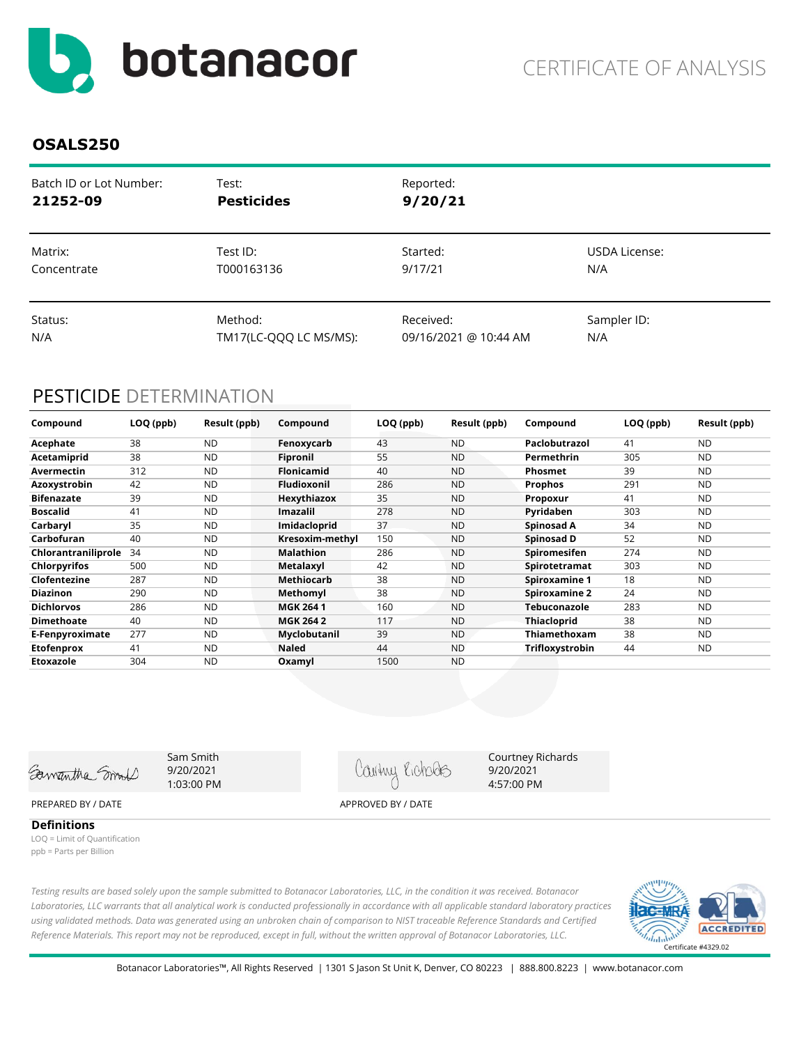# botanacor

CERTIFICATE OF ANALYSIS

## OSALS250

| Batch ID or Lot Number: | Test: | Reported: | |
|---|---|---|---|
| **21252-09** | **Pesticides** | **9/20/21** | |
| Matrix: | Test ID: | Started: | USDA License: |
| Concentrate | T000163136 | 9/17/21 | N/A |
| Status: | Method: | Received: | Sampler ID: |
| N/A | TM17(LC-QQQ LC MS/MS): | 09/16/2021 @ 10:44 AM | N/A |

## PESTICIDE DETERMINATION

| Compound | LOQ (ppb) | Result (ppb) | Compound | LOQ (ppb) | Result (ppb) | Compound | LOQ (ppb) | Result (ppb) |
|---|---|---|---|---|---|---|---|---|
| **Acephate** | 38 | ND | **Fenoxycarb** | 43 | ND | **Paclobutrazol** | 41 | ND |
| **Acetamiprid** | 38 | ND | **Fipronil** | 55 | ND | **Permethrin** | 305 | ND |
| **Avermectin** | 312 | ND | **Flonicamid** | 40 | ND | **Phosmet** | 39 | ND |
| **Azoxystrobin** | 42 | ND | **Fludioxonil** | 286 | ND | **Prophos** | 291 | ND |
| **Bifenazate** | 39 | ND | **Hexythiazox** | 35 | ND | **Propoxur** | 41 | ND |
| **Boscalid** | 41 | ND | **Imazalil** | 278 | ND | **Pyridaben** | 303 | ND |
| **Carbaryl** | 35 | ND | **Imidacloprid** | 37 | ND | **Spinosad A** | 34 | ND |
| **Carbofuran** | 40 | ND | **Kresoxim-methyl** | 150 | ND | **Spinosad D** | 52 | ND |
| **Chlorantraniliprole** | 34 | ND | **Malathion** | 286 | ND | **Spiromesifen** | 274 | ND |
| **Chlorpyrifos** | 500 | ND | **Metalaxyl** | 42 | ND | **Spirotetramat** | 303 | ND |
| **Clofentezine** | 287 | ND | **Methiocarb** | 38 | ND | **Spiroxamine 1** | 18 | ND |
| **Diazinon** | 290 | ND | **Methomyl** | 38 | ND | **Spiroxamine 2** | 24 | ND |
| **Dichlorvos** | 286 | ND | **MGK 264 1** | 160 | ND | **Tebuconazole** | 283 | ND |
| **Dimethoate** | 40 | ND | **MGK 264 2** | 117 | ND | **Thiacloprid** | 38 | ND |
| **E-Fenpyroximate** | 277 | ND | **Myclobutanil** | 39 | ND | **Thiamethoxam** | 38 | ND |
| **Etofenprox** | 41 | ND | **Naled** | 44 | ND | **Trifloxystrobin** | 44 | ND |
| **Etoxazole** | 304 | ND | **Oxamyl** | 1500 | ND | | | |

Sam Smith
9/20/2021
1:03:00 PM

PREPARED BY / DATE

Courtney Richards
9/20/2021
4:57:00 PM

APPROVED BY / DATE

### Definitions

LOQ = Limit of Quantification
ppb = Parts per Billion

*Testing results are based solely upon the sample submitted to Botanacor Laboratories, LLC, in the condition it was received. Botanacor Laboratories, LLC warrants that all analytical work is conducted professionally in accordance with all applicable standard laboratory practices using validated methods. Data was generated using an unbroken chain of comparison to NIST traceable Reference Standards and Certified Reference Materials. This report may not be reproduced, except in full, without the written approval of Botanacor Laboratories, LLC.*

Certificate #4329.02

Botanacor Laboratories™, All Rights Reserved | 1301 S Jason St Unit K, Denver, CO 80223 | 888.800.8223 | www.botanacor.com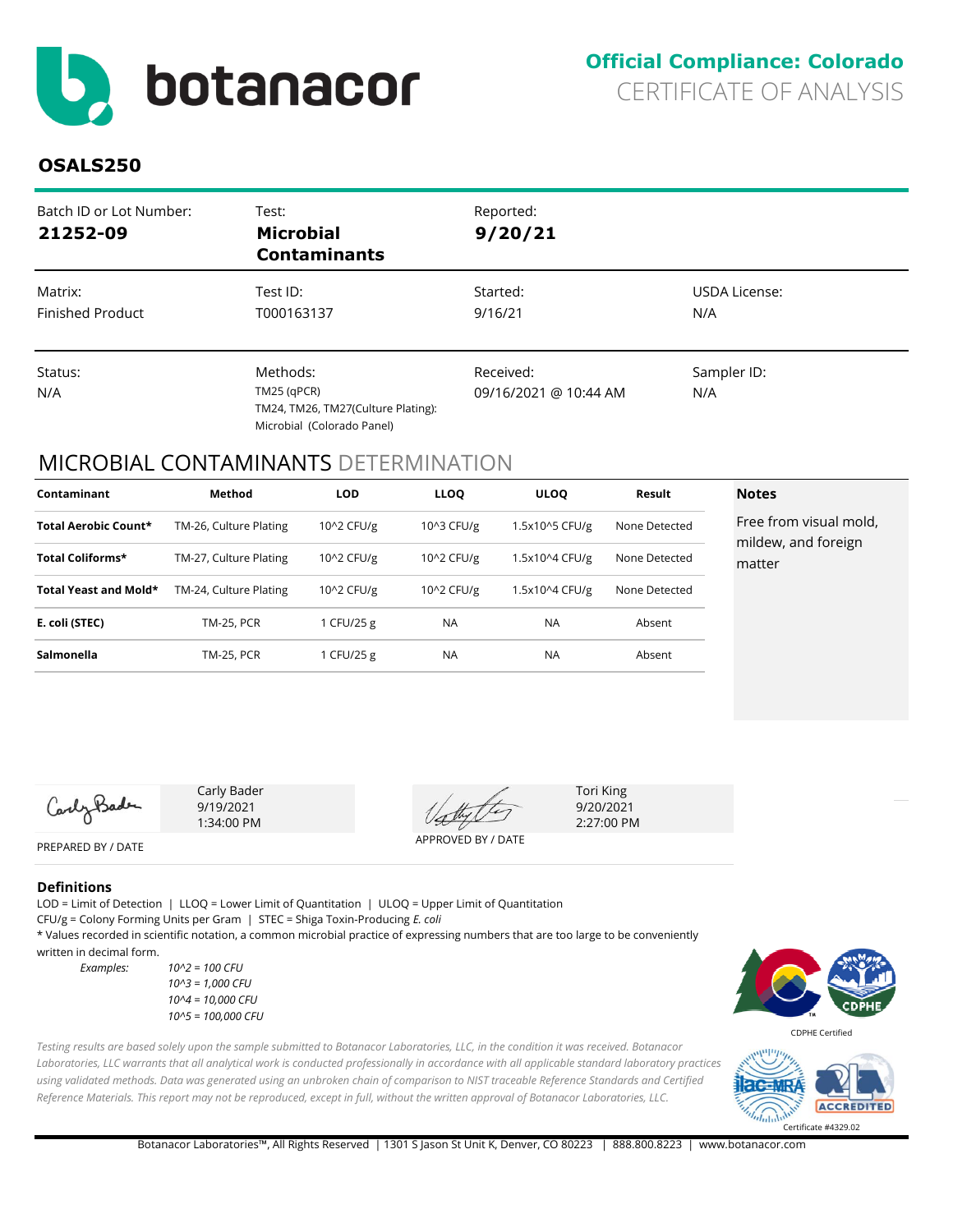# botanacor

**Official Compliance: Colorado**
CERTIFICATE OF ANALYSIS

## OSALS250

| Batch ID or Lot Number: | Test: | Reported: | |
|---|---|---|---|
| **21252-09** | **Microbial Contaminants** | **9/20/21** | |
| Matrix: | Test ID: | Started: | USDA License: |
| Finished Product | T000163137 | 9/16/21 | N/A |
| Status: | Methods: | Received: | Sampler ID: |
| N/A | TM25 (qPCR)<br>TM24, TM26, TM27(Culture Plating):<br>Microbial (Colorado Panel) | 09/16/2021 @ 10:44 AM | N/A |

## MICROBIAL CONTAMINANTS DETERMINATION

| Contaminant | Method | LOD | LLOQ | ULOQ | Result |
|---|---|---|---|---|---|
| **Total Aerobic Count*** | TM-26, Culture Plating | 10^2 CFU/g | 10^3 CFU/g | 1.5x10^5 CFU/g | None Detected |
| **Total Coliforms*** | TM-27, Culture Plating | 10^2 CFU/g | 10^2 CFU/g | 1.5x10^4 CFU/g | None Detected |
| **Total Yeast and Mold*** | TM-24, Culture Plating | 10^2 CFU/g | 10^2 CFU/g | 1.5x10^4 CFU/g | None Detected |
| **E. coli (STEC)** | TM-25, PCR | 1 CFU/25 g | NA | NA | Absent |
| **Salmonella** | TM-25, PCR | 1 CFU/25 g | NA | NA | Absent |

**Notes**

Free from visual mold, mildew, and foreign matter

Carly Bader
9/19/2021
1:34:00 PM

PREPARED BY / DATE

Tori King
9/20/2021
2:27:00 PM

APPROVED BY / DATE

### Definitions

LOD = Limit of Detection | LLOQ = Lower Limit of Quantitation | ULOQ = Upper Limit of Quantitation
CFU/g = Colony Forming Units per Gram | STEC = Shiga Toxin-Producing *E. coli*
* Values recorded in scientific notation, a common microbial practice of expressing numbers that are too large to be conveniently written in decimal form.

*Examples:*
*10^2 = 100 CFU*
*10^3 = 1,000 CFU*
*10^4 = 10,000 CFU*
*10^5 = 100,000 CFU*

*Testing results are based solely upon the sample submitted to Botanacor Laboratories, LLC, in the condition it was received. Botanacor Laboratories, LLC warrants that all analytical work is conducted professionally in accordance with all applicable standard laboratory practices using validated methods. Data was generated using an unbroken chain of comparison to NIST traceable Reference Standards and Certified Reference Materials. This report may not be reproduced, except in full, without the written approval of Botanacor Laboratories, LLC.*

CDPHE Certified

Certificate #4329.02

Botanacor Laboratories™, All Rights Reserved | 1301 S Jason St Unit K, Denver, CO 80223 | 888.800.8223 | www.botanacor.com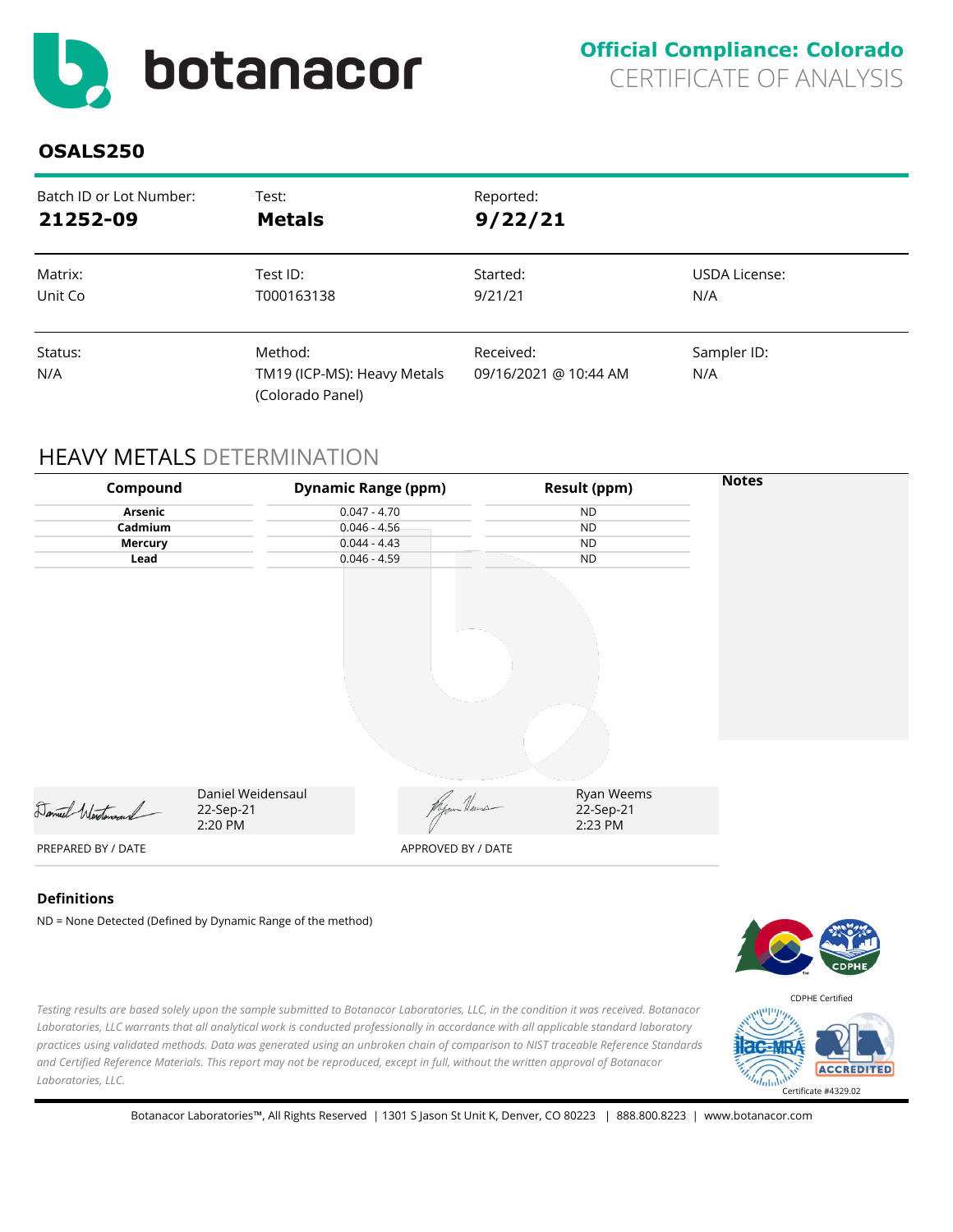**Official Compliance: Colorado**
CERTIFICATE OF ANALYSIS

## OSALS250

| Batch ID or Lot Number: | Test: | Reported: | |
|---|---|---|---|
| **21252-09** | **Metals** | **9/22/21** | |
| Matrix: | Test ID: | Started: | USDA License: |
| Unit Co | T000163138 | 9/21/21 | N/A |
| Status: | Method: | Received: | Sampler ID: |
| N/A | TM19 (ICP-MS): Heavy Metals (Colorado Panel) | 09/16/2021 @ 10:44 AM | N/A |

## HEAVY METALS DETERMINATION

| Compound | Dynamic Range (ppm) | Result (ppm) |
|---|---|---|
| **Arsenic** | 0.047 - 4.70 | ND |
| **Cadmium** | 0.046 - 4.56 | ND |
| **Mercury** | 0.044 - 4.43 | ND |
| **Lead** | 0.046 - 4.59 | ND |

**Notes**

Daniel Weidensaul
22-Sep-21
2:20 PM

PREPARED BY / DATE

Ryan Weems
22-Sep-21
2:23 PM

APPROVED BY / DATE

### Definitions

ND = None Detected (Defined by Dynamic Range of the method)

*Testing results are based solely upon the sample submitted to Botanacor Laboratories, LLC, in the condition it was received. Botanacor Laboratories, LLC warrants that all analytical work is conducted professionally in accordance with all applicable standard laboratory practices using validated methods. Data was generated using an unbroken chain of comparison to NIST traceable Reference Standards and Certified Reference Materials. This report may not be reproduced, except in full, without the written approval of Botanacor Laboratories, LLC.*

CDPHE Certified

Certificate #4329.02

Botanacor Laboratories™, All Rights Reserved | 1301 S Jason St Unit K, Denver, CO 80223 | 888.800.8223 | www.botanacor.com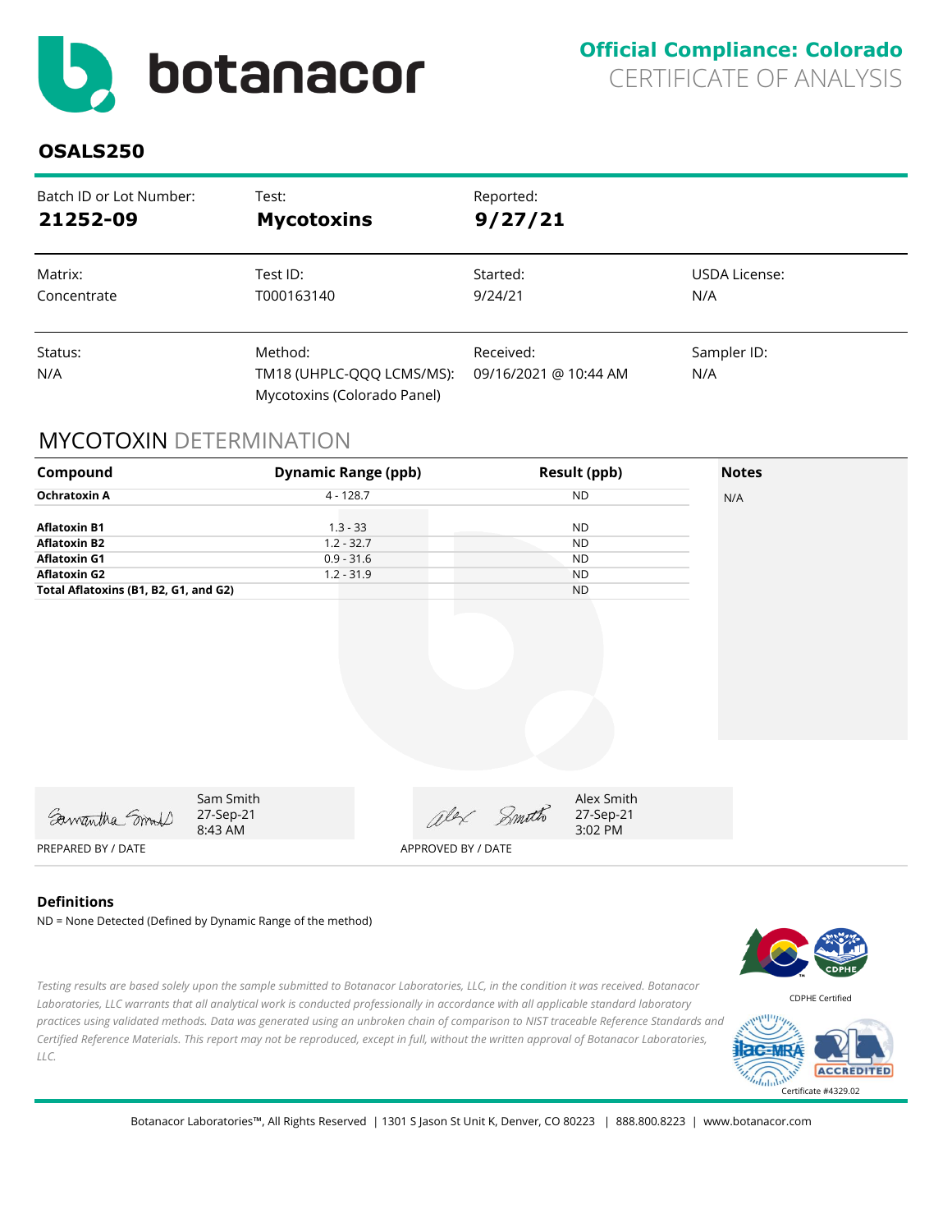botanacor

**Official Compliance: Colorado**
CERTIFICATE OF ANALYSIS

## OSALS250

| Batch ID or Lot Number: | Test: | Reported: | |
|---|---|---|---|
| **21252-09** | **Mycotoxins** | **9/27/21** | |
| Matrix: | Test ID: | Started: | USDA License: |
| Concentrate | T000163140 | 9/24/21 | N/A |
| Status: | Method: | Received: | Sampler ID: |
| N/A | TM18 (UHPLC-QQQ LCMS/MS): Mycotoxins (Colorado Panel) | 09/16/2021 @ 10:44 AM | N/A |

## MYCOTOXIN DETERMINATION

| Compound | Dynamic Range (ppb) | Result (ppb) | Notes |
|---|---|---|---|
| **Ochratoxin A** | 4 - 128.7 | ND | N/A |
| **Aflatoxin B1** | 1.3 - 33 | ND | |
| **Aflatoxin B2** | 1.2 - 32.7 | ND | |
| **Aflatoxin G1** | 0.9 - 31.6 | ND | |
| **Aflatoxin G2** | 1.2 - 31.9 | ND | |
| **Total Aflatoxins (B1, B2, G1, and G2)** | | ND | |

Sam Smith
27-Sep-21
8:43 AM
PREPARED BY / DATE

Alex Smith
27-Sep-21
3:02 PM
APPROVED BY / DATE

### Definitions

ND = None Detected (Defined by Dynamic Range of the method)

*Testing results are based solely upon the sample submitted to Botanacor Laboratories, LLC, in the condition it was received. Botanacor Laboratories, LLC warrants that all analytical work is conducted professionally in accordance with all applicable standard laboratory practices using validated methods. Data was generated using an unbroken chain of comparison to NIST traceable Reference Standards and Certified Reference Materials. This report may not be reproduced, except in full, without the written approval of Botanacor Laboratories, LLC.*

CDPHE Certified

Certificate #4329.02

Botanacor Laboratories™, All Rights Reserved | 1301 S Jason St Unit K, Denver, CO 80223 | 888.800.8223 | www.botanacor.com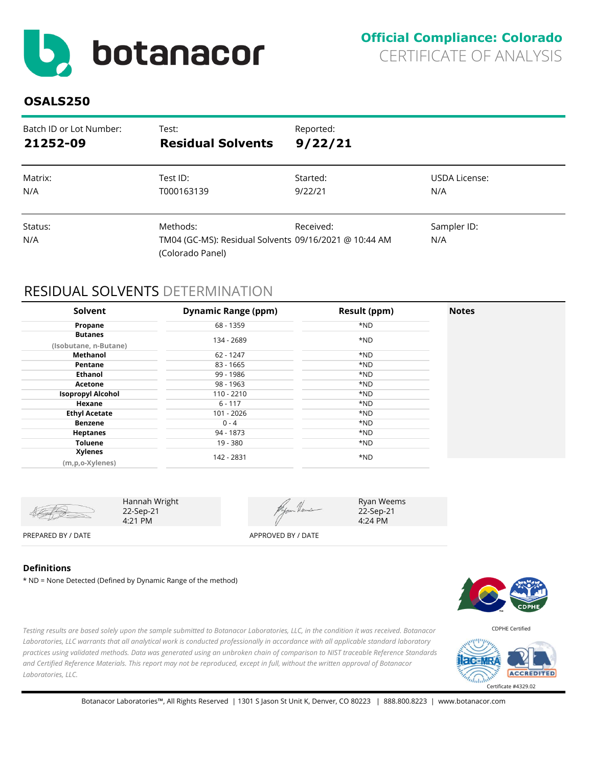botanacor

**Official Compliance: Colorado**
CERTIFICATE OF ANALYSIS

## OSALS250

| Batch ID or Lot Number: | Test: | Reported: | |
|---|---|---|---|
| **21252-09** | **Residual Solvents** | **9/22/21** | |

| Matrix: | Test ID: | Started: | USDA License: |
|---|---|---|---|
| N/A | T000163139 | 9/22/21 | N/A |

| Status: | Methods: | Received: | Sampler ID: |
|---|---|---|---|
| N/A | TM04 (GC-MS): Residual Solvents (Colorado Panel) | 09/16/2021 @ 10:44 AM | N/A |

## RESIDUAL SOLVENTS DETERMINATION

| Solvent | Dynamic Range (ppm) | Result (ppm) | Notes |
|---|---|---|---|
| **Propane** | 68 - 1359 | *ND | |
| **Butanes** (Isobutane, n-Butane) | 134 - 2689 | *ND | |
| **Methanol** | 62 - 1247 | *ND | |
| **Pentane** | 83 - 1665 | *ND | |
| **Ethanol** | 99 - 1986 | *ND | |
| **Acetone** | 98 - 1963 | *ND | |
| **Isopropyl Alcohol** | 110 - 2210 | *ND | |
| **Hexane** | 6 - 117 | *ND | |
| **Ethyl Acetate** | 101 - 2026 | *ND | |
| **Benzene** | 0 - 4 | *ND | |
| **Heptanes** | 94 - 1873 | *ND | |
| **Toluene** | 19 - 380 | *ND | |
| **Xylenes** (m,p,o-Xylenes) | 142 - 2831 | *ND | |

Hannah Wright
22-Sep-21
4:21 PM

PREPARED BY / DATE

Ryan Weems
22-Sep-21
4:24 PM

APPROVED BY / DATE

### Definitions

* ND = None Detected (Defined by Dynamic Range of the method)

*Testing results are based solely upon the sample submitted to Botanacor Laboratories, LLC, in the condition it was received. Botanacor Laboratories, LLC warrants that all analytical work is conducted professionally in accordance with all applicable standard laboratory practices using validated methods. Data was generated using an unbroken chain of comparison to NIST traceable Reference Standards and Certified Reference Materials. This report may not be reproduced, except in full, without the written approval of Botanacor Laboratories, LLC.*

CDPHE Certified

Certificate #4329.02

Botanacor Laboratories™, All Rights Reserved | 1301 S Jason St Unit K, Denver, CO 80223 | 888.800.8223 | www.botanacor.com